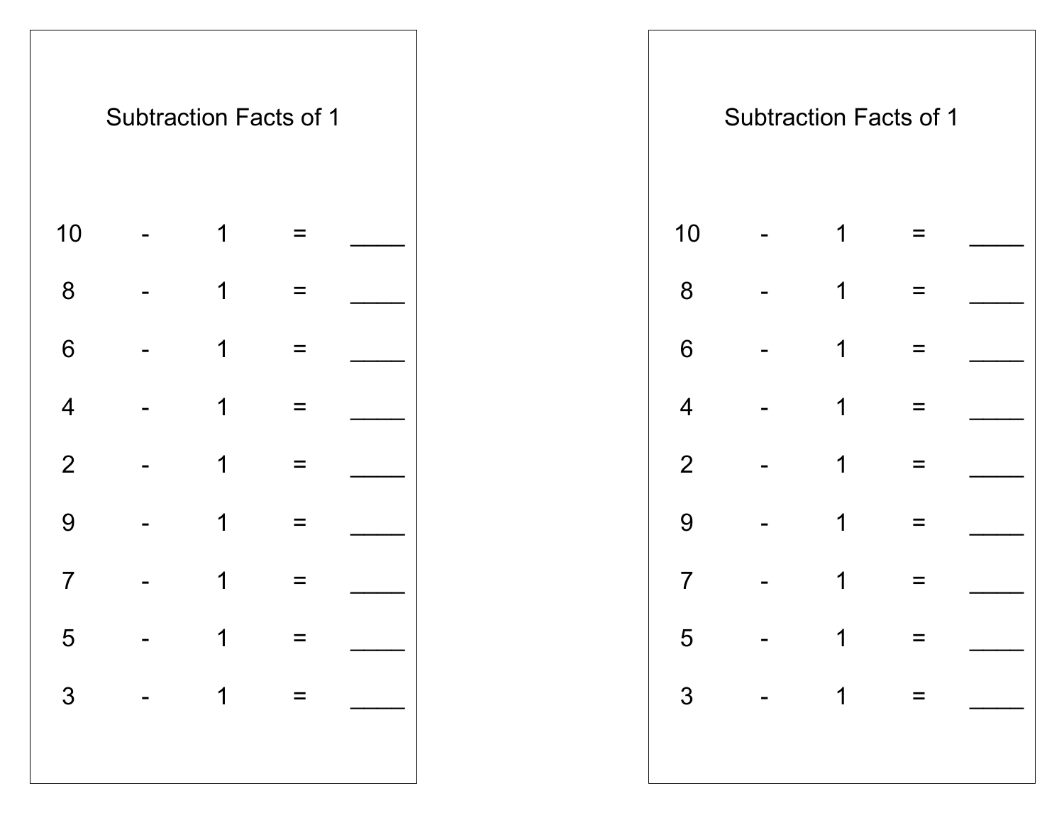## Subtraction Facts of 1

10 - 1 = ____

8 - 1 = ____

6 - 1 = ____

4 - 1 = ____

2 - 1 = ____

9 - 1 = ____

7 - 1 = ____

5 - 1 = ____

3 - 1 = ____

## Subtraction Facts of 1

10 - 1 = ____

8 - 1 = ____

6 - 1 = ____

4 - 1 = ____

2 - 1 = ____

9 - 1 = ____

7 - 1 = ____

5 - 1 = ____

3 - 1 = ____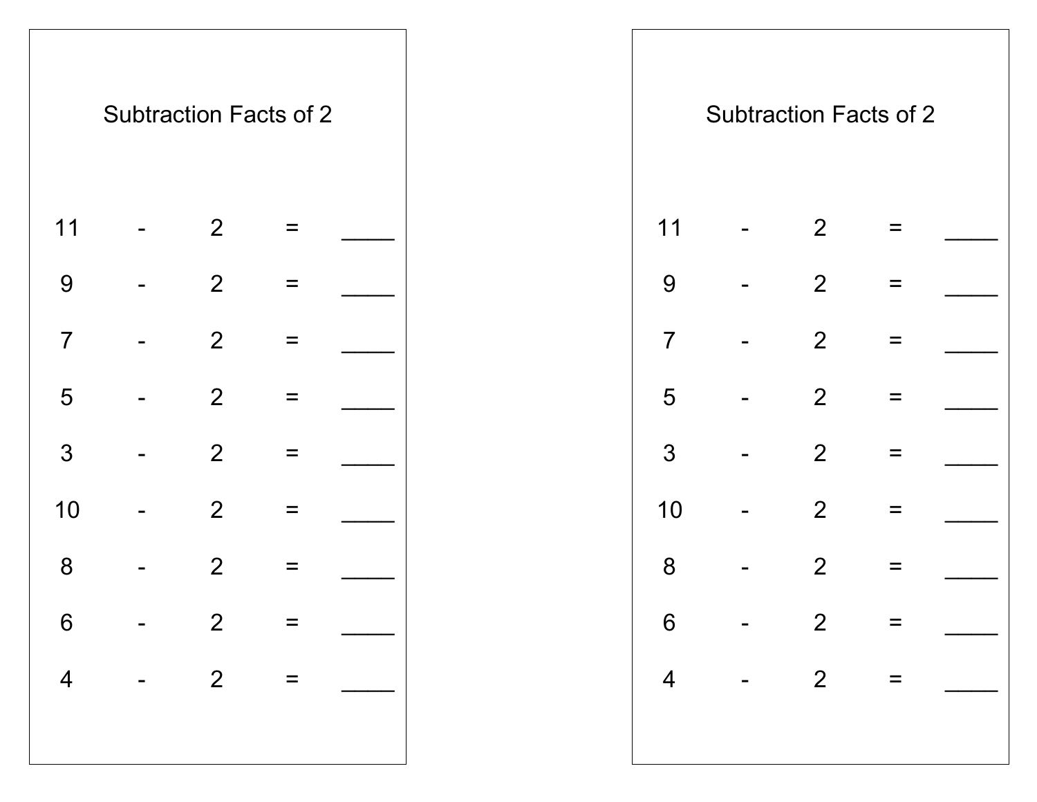## Subtraction Facts of 2

11 - 2 = ____

9 - 2 = ____

7 - 2 = ____

5 - 2 = ____

3 - 2 = ____

10 - 2 = ____

8 - 2 = ____

6 - 2 = ____

4 - 2 = ____

## Subtraction Facts of 2

11 - 2 = ____

9 - 2 = ____

7 - 2 = ____

5 - 2 = ____

3 - 2 = ____

10 - 2 = ____

8 - 2 = ____

6 - 2 = ____

4 - 2 = ____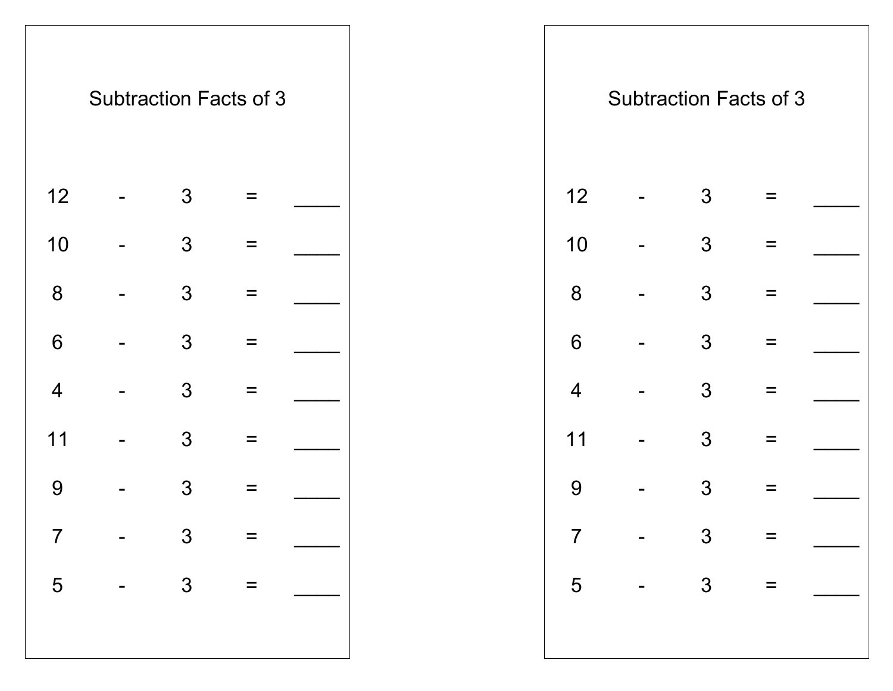## Subtraction Facts of 3

12 - 3 = ____

10 - 3 = ____

8 - 3 = ____

6 - 3 = ____

4 - 3 = ____

11 - 3 = ____

9 - 3 = ____

7 - 3 = ____

5 - 3 = ____

## Subtraction Facts of 3

12 - 3 = ____

10 - 3 = ____

8 - 3 = ____

6 - 3 = ____

4 - 3 = ____

11 - 3 = ____

9 - 3 = ____

7 - 3 = ____

5 - 3 = ____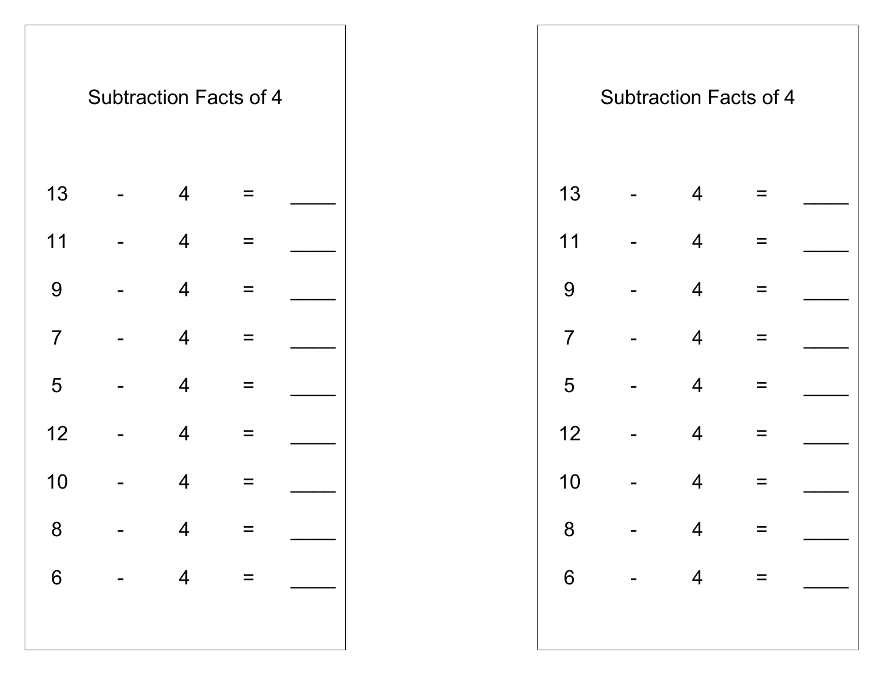## Subtraction Facts of 4

13 - 4 = ____

11 - 4 = ____

9 - 4 = ____

7 - 4 = ____

5 - 4 = ____

12 - 4 = ____

10 - 4 = ____

8 - 4 = ____

6 - 4 = ____

## Subtraction Facts of 4

13 - 4 = ____

11 - 4 = ____

9 - 4 = ____

7 - 4 = ____

5 - 4 = ____

12 - 4 = ____

10 - 4 = ____

8 - 4 = ____

6 - 4 = ____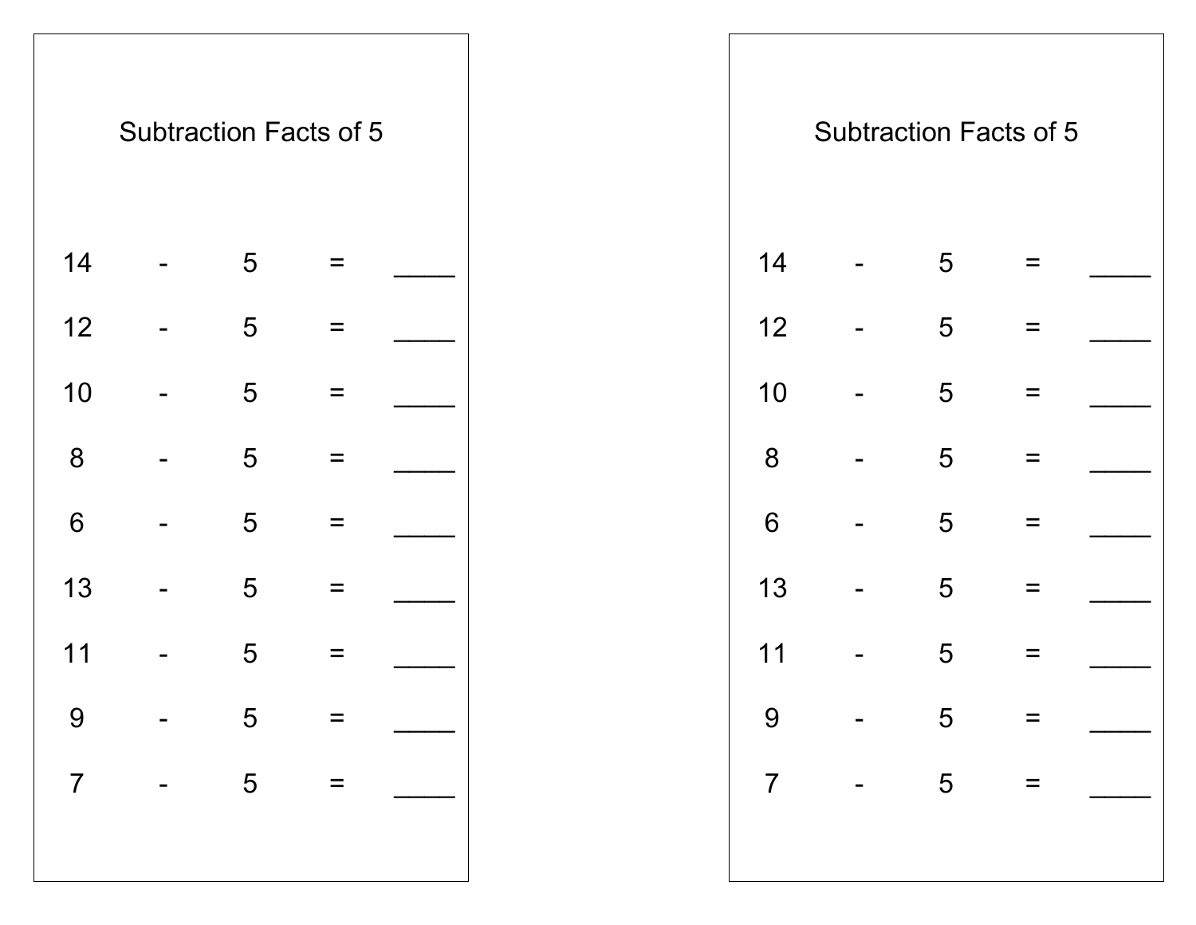## Subtraction Facts of 5

14 - 5 = ____

12 - 5 = ____

10 - 5 = ____

8 - 5 = ____

6 - 5 = ____

13 - 5 = ____

11 - 5 = ____

9 - 5 = ____

7 - 5 = ____

## Subtraction Facts of 5

14 - 5 = ____

12 - 5 = ____

10 - 5 = ____

8 - 5 = ____

6 - 5 = ____

13 - 5 = ____

11 - 5 = ____

9 - 5 = ____

7 - 5 = ____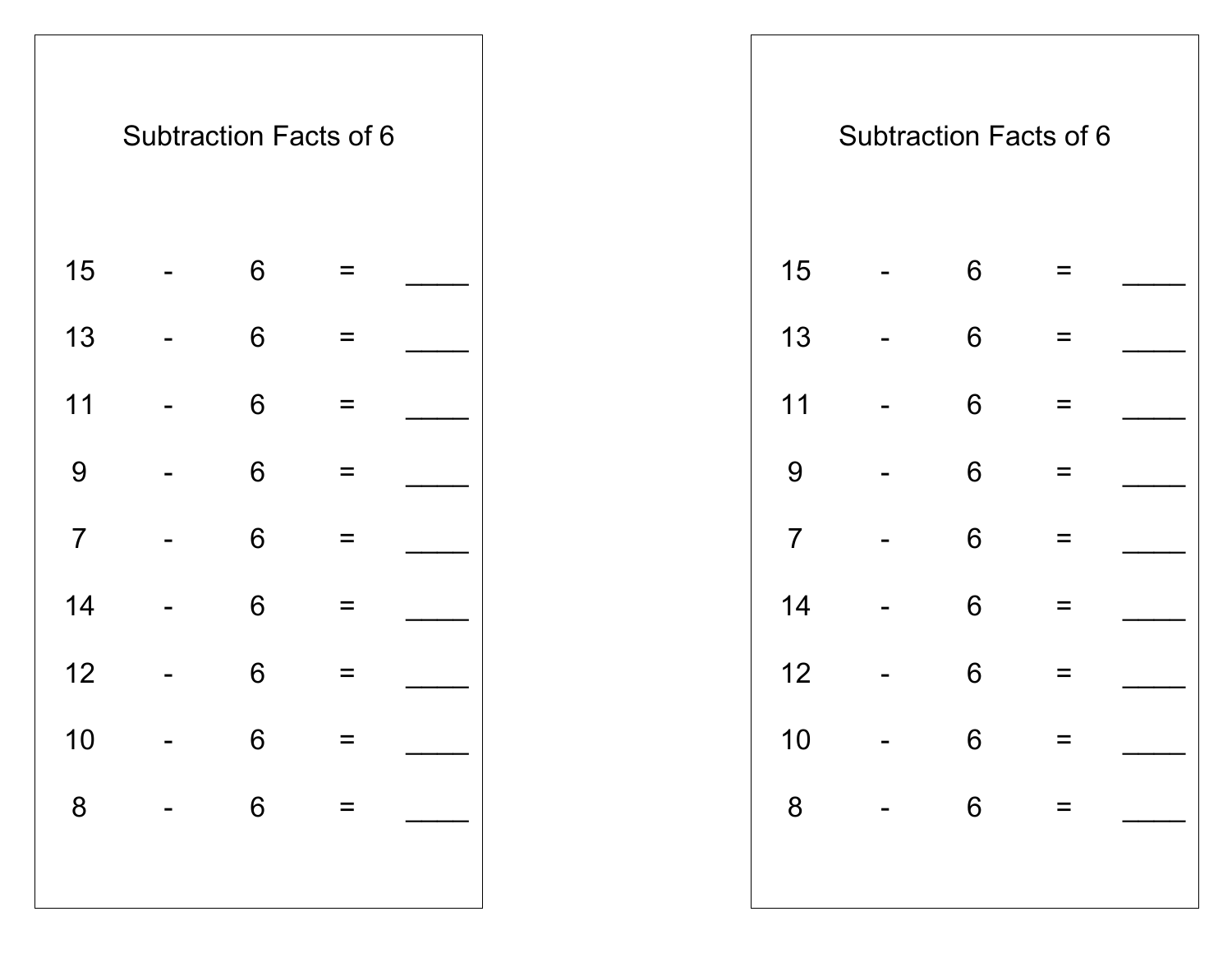## Subtraction Facts of 6

15 - 6 = ____

13 - 6 = ____

11 - 6 = ____

9 - 6 = ____

7 - 6 = ____

14 - 6 = ____

12 - 6 = ____

10 - 6 = ____

8 - 6 = ____

## Subtraction Facts of 6

15 - 6 = ____

13 - 6 = ____

11 - 6 = ____

9 - 6 = ____

7 - 6 = ____

14 - 6 = ____

12 - 6 = ____

10 - 6 = ____

8 - 6 = ____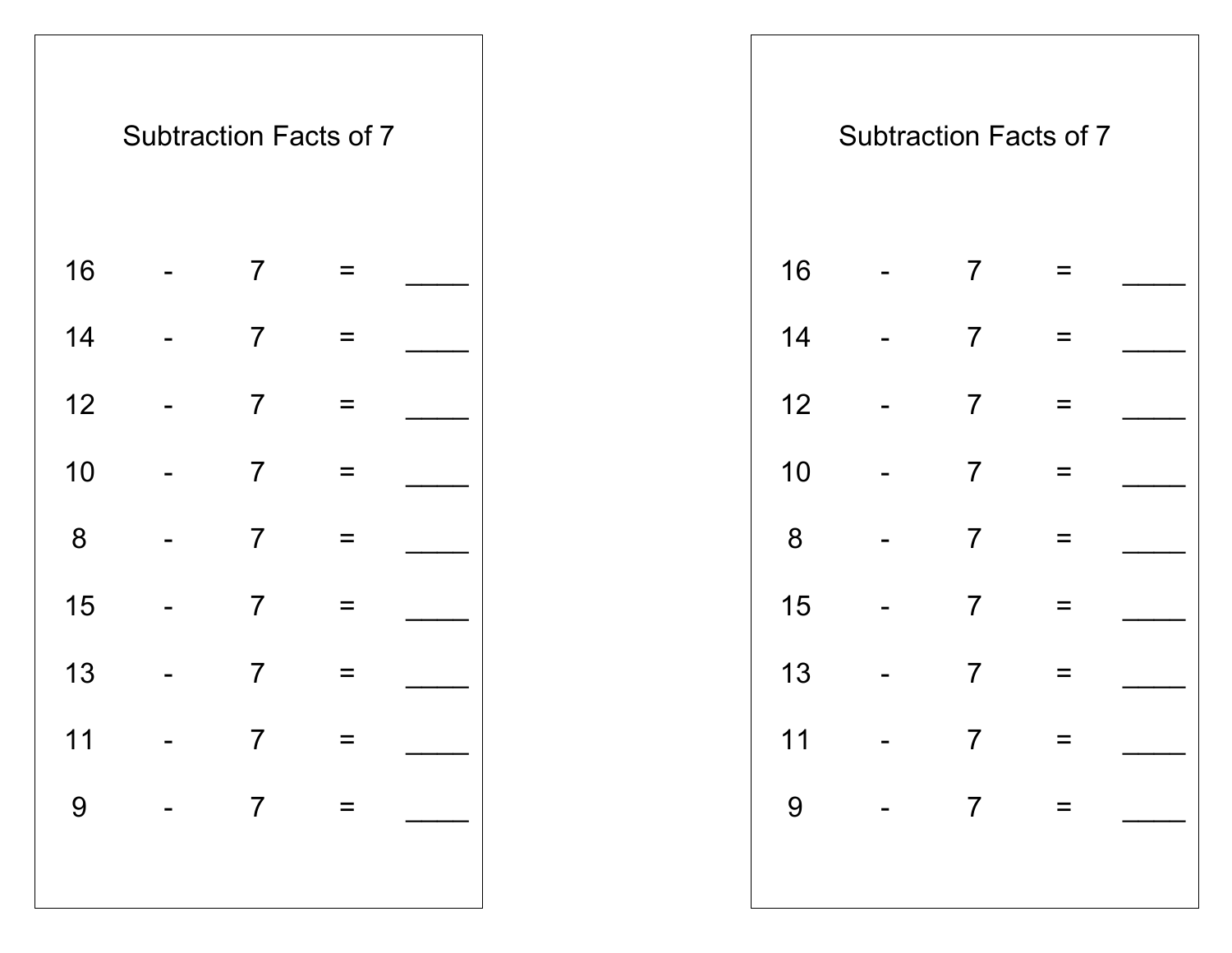## Subtraction Facts of 7

| | | | | |
|---|---|---|---|---|
| 16 | - | 7 | = | ____ |
| 14 | - | 7 | = | ____ |
| 12 | - | 7 | = | ____ |
| 10 | - | 7 | = | ____ |
| 8 | - | 7 | = | ____ |
| 15 | - | 7 | = | ____ |
| 13 | - | 7 | = | ____ |
| 11 | - | 7 | = | ____ |
| 9 | - | 7 | = | ____ |

## Subtraction Facts of 7

| | | | | |
|---|---|---|---|---|
| 16 | - | 7 | = | ____ |
| 14 | - | 7 | = | ____ |
| 12 | - | 7 | = | ____ |
| 10 | - | 7 | = | ____ |
| 8 | - | 7 | = | ____ |
| 15 | - | 7 | = | ____ |
| 13 | - | 7 | = | ____ |
| 11 | - | 7 | = | ____ |
| 9 | - | 7 | = | ____ |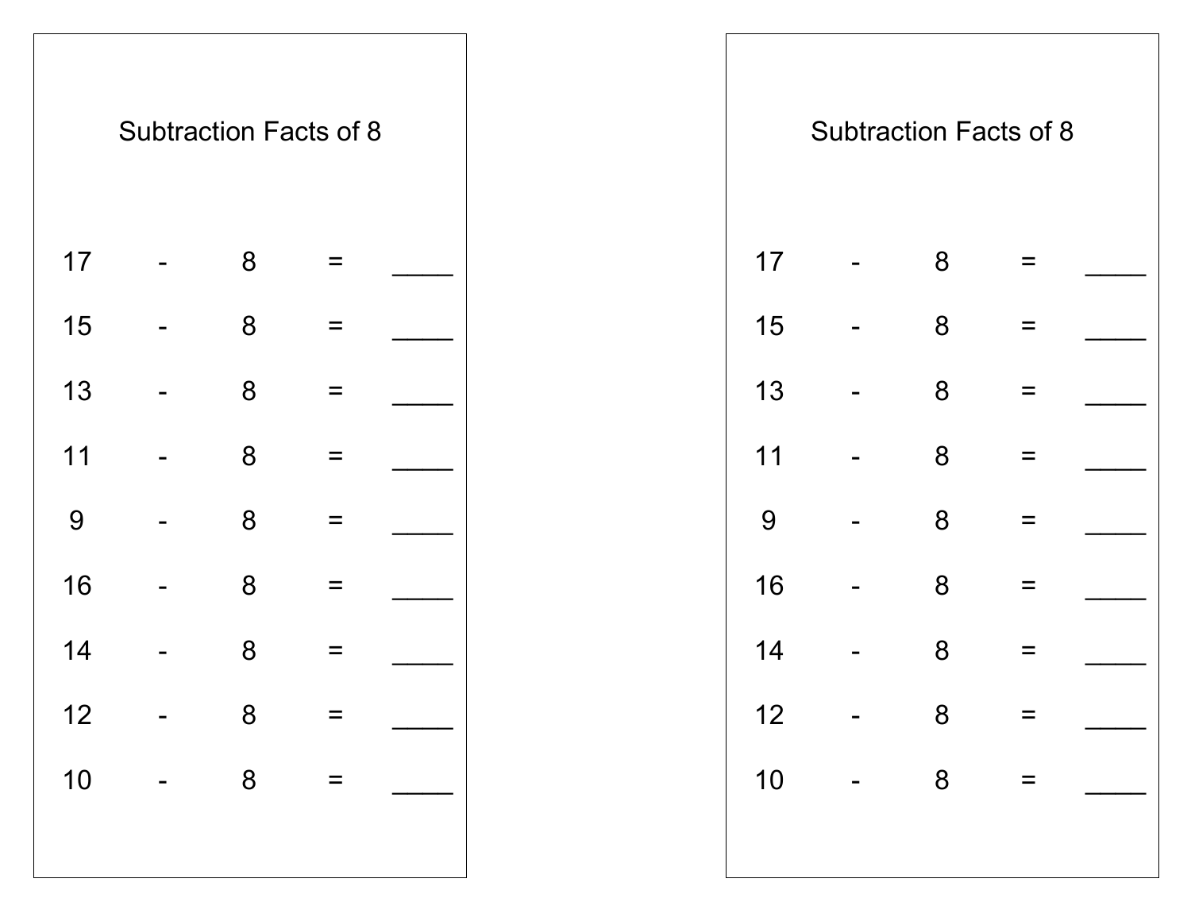## Subtraction Facts of 8

17 - 8 = ____

15 - 8 = ____

13 - 8 = ____

11 - 8 = ____

9 - 8 = ____

16 - 8 = ____

14 - 8 = ____

12 - 8 = ____

10 - 8 = ____

## Subtraction Facts of 8

17 - 8 = ____

15 - 8 = ____

13 - 8 = ____

11 - 8 = ____

9 - 8 = ____

16 - 8 = ____

14 - 8 = ____

12 - 8 = ____

10 - 8 = ____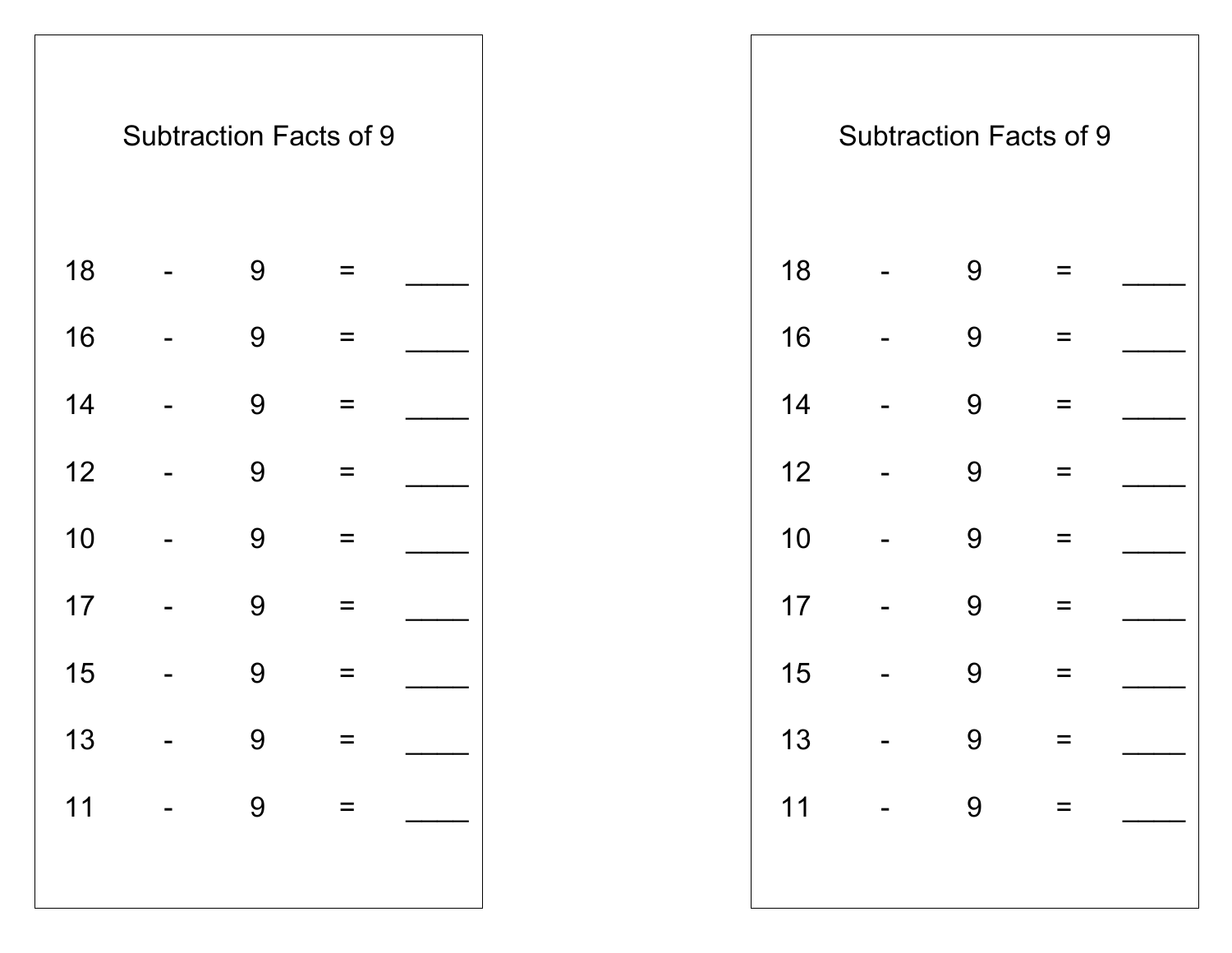## Subtraction Facts of 9

| | | | | |
|---|---|---|---|---|
| 18 | - | 9 | = | ____ |
| 16 | - | 9 | = | ____ |
| 14 | - | 9 | = | ____ |
| 12 | - | 9 | = | ____ |
| 10 | - | 9 | = | ____ |
| 17 | - | 9 | = | ____ |
| 15 | - | 9 | = | ____ |
| 13 | - | 9 | = | ____ |
| 11 | - | 9 | = | ____ |

## Subtraction Facts of 9

| | | | | |
|---|---|---|---|---|
| 18 | - | 9 | = | ____ |
| 16 | - | 9 | = | ____ |
| 14 | - | 9 | = | ____ |
| 12 | - | 9 | = | ____ |
| 10 | - | 9 | = | ____ |
| 17 | - | 9 | = | ____ |
| 15 | - | 9 | = | ____ |
| 13 | - | 9 | = | ____ |
| 11 | - | 9 | = | ____ |